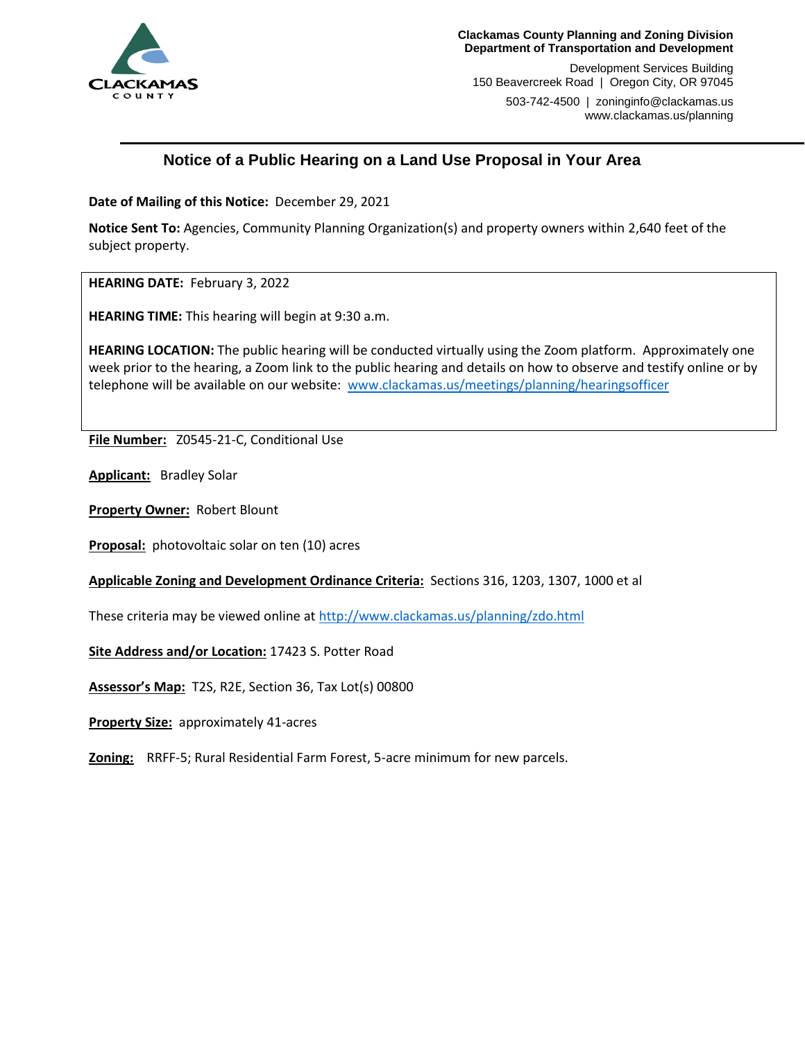**Clackamas County Planning and Zoning Division**
**Department of Transportation and Development**

Development Services Building
150 Beavercreek Road | Oregon City, OR 97045

503-742-4500 | zoninginfo@clackamas.us
www.clackamas.us/planning

## Notice of a Public Hearing on a Land Use Proposal in Your Area

**Date of Mailing of this Notice:** December 29, 2021

**Notice Sent To:** Agencies, Community Planning Organization(s) and property owners within 2,640 feet of the subject property.

**HEARING DATE:** February 3, 2022

**HEARING TIME:** This hearing will begin at 9:30 a.m.

**HEARING LOCATION:** The public hearing will be conducted virtually using the Zoom platform. Approximately one week prior to the hearing, a Zoom link to the public hearing and details on how to observe and testify online or by telephone will be available on our website: [www.clackamas.us/meetings/planning/hearingsofficer](www.clackamas.us/meetings/planning/hearingsofficer)

**File Number:** Z0545-21-C, Conditional Use

**Applicant:** Bradley Solar

**Property Owner:** Robert Blount

**Proposal:** photovoltaic solar on ten (10) acres

**Applicable Zoning and Development Ordinance Criteria:** Sections 316, 1203, 1307, 1000 et al

These criteria may be viewed online at [http://www.clackamas.us/planning/zdo.html](http://www.clackamas.us/planning/zdo.html)

**Site Address and/or Location:** 17423 S. Potter Road

**Assessor's Map:** T2S, R2E, Section 36, Tax Lot(s) 00800

**Property Size:** approximately 41-acres

**Zoning:** RRFF-5; Rural Residential Farm Forest, 5-acre minimum for new parcels.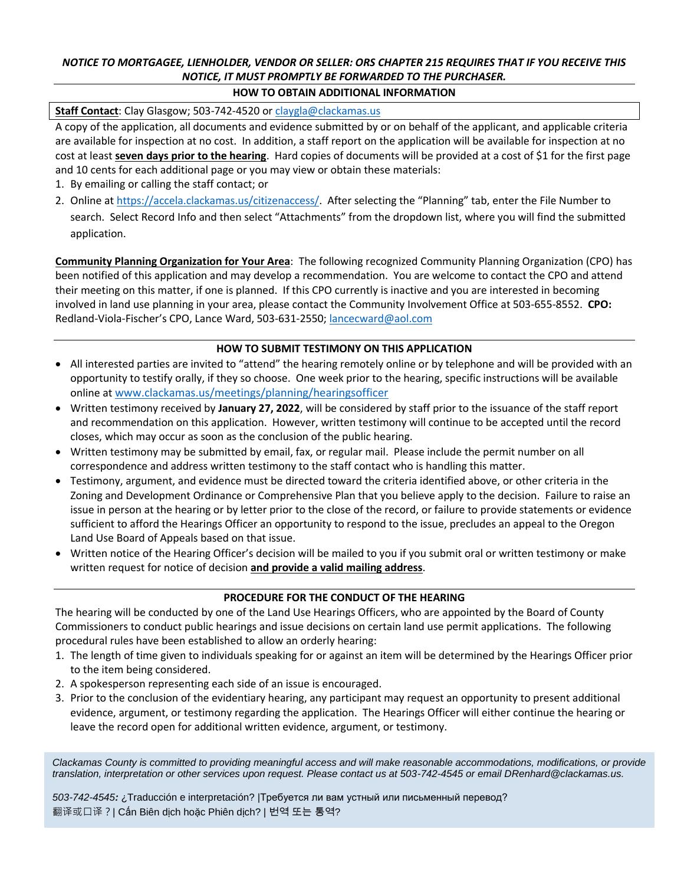***NOTICE TO MORTGAGEE, LIENHOLDER, VENDOR OR SELLER: ORS CHAPTER 215 REQUIRES THAT IF YOU RECEIVE THIS NOTICE, IT MUST PROMPTLY BE FORWARDED TO THE PURCHASER.***

## HOW TO OBTAIN ADDITIONAL INFORMATION

**Staff Contact**: Clay Glasgow; 503-742-4520 or claygla@clackamas.us

A copy of the application, all documents and evidence submitted by or on behalf of the applicant, and applicable criteria are available for inspection at no cost. In addition, a staff report on the application will be available for inspection at no cost at least **seven days prior to the hearing**. Hard copies of documents will be provided at a cost of $1 for the first page and 10 cents for each additional page or you may view or obtain these materials:

1. By emailing or calling the staff contact; or
2. Online at https://accela.clackamas.us/citizenaccess/. After selecting the "Planning" tab, enter the File Number to search. Select Record Info and then select "Attachments" from the dropdown list, where you will find the submitted application.

**Community Planning Organization for Your Area**: The following recognized Community Planning Organization (CPO) has been notified of this application and may develop a recommendation. You are welcome to contact the CPO and attend their meeting on this matter, if one is planned. If this CPO currently is inactive and you are interested in becoming involved in land use planning in your area, please contact the Community Involvement Office at 503-655-8552. **CPO:** Redland-Viola-Fischer's CPO, Lance Ward, 503-631-2550; lancecward@aol.com

## HOW TO SUBMIT TESTIMONY ON THIS APPLICATION

- All interested parties are invited to "attend" the hearing remotely online or by telephone and will be provided with an opportunity to testify orally, if they so choose. One week prior to the hearing, specific instructions will be available online at www.clackamas.us/meetings/planning/hearingsofficer
- Written testimony received by **January 27, 2022**, will be considered by staff prior to the issuance of the staff report and recommendation on this application. However, written testimony will continue to be accepted until the record closes, which may occur as soon as the conclusion of the public hearing.
- Written testimony may be submitted by email, fax, or regular mail. Please include the permit number on all correspondence and address written testimony to the staff contact who is handling this matter.
- Testimony, argument, and evidence must be directed toward the criteria identified above, or other criteria in the Zoning and Development Ordinance or Comprehensive Plan that you believe apply to the decision. Failure to raise an issue in person at the hearing or by letter prior to the close of the record, or failure to provide statements or evidence sufficient to afford the Hearings Officer an opportunity to respond to the issue, precludes an appeal to the Oregon Land Use Board of Appeals based on that issue.
- Written notice of the Hearing Officer's decision will be mailed to you if you submit oral or written testimony or make written request for notice of decision **and provide a valid mailing address**.

## PROCEDURE FOR THE CONDUCT OF THE HEARING

The hearing will be conducted by one of the Land Use Hearings Officers, who are appointed by the Board of County Commissioners to conduct public hearings and issue decisions on certain land use permit applications. The following procedural rules have been established to allow an orderly hearing:

1. The length of time given to individuals speaking for or against an item will be determined by the Hearings Officer prior to the item being considered.
2. A spokesperson representing each side of an issue is encouraged.
3. Prior to the conclusion of the evidentiary hearing, any participant may request an opportunity to present additional evidence, argument, or testimony regarding the application. The Hearings Officer will either continue the hearing or leave the record open for additional written evidence, argument, or testimony.

*Clackamas County is committed to providing meaningful access and will make reasonable accommodations, modifications, or provide translation, interpretation or other services upon request. Please contact us at 503-742-4545 or email DRenhard@clackamas.us.*

*503-742-4545:* ¿Traducción e interpretación? |Требуется ли вам устный или письменный перевод? 翻译或口译？| Cần Biên dịch hoặc Phiên dịch? | 번역 또는 통역?